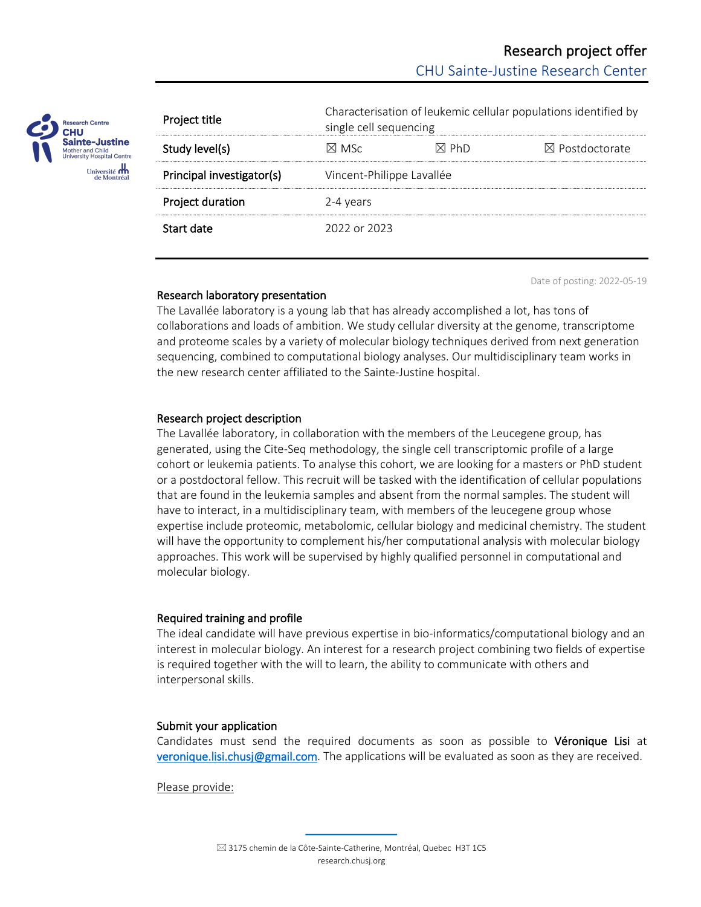# Research project offer

## CHU Sainte-Justine Research Center

| | | | |
|---|---|---|---|
| Project title | Characterisation of leukemic cellular populations identified by single cell sequencing | | |
| Study level(s) | ☒ MSc | ☒ PhD | ☒ Postdoctorate |
| Principal investigator(s) | Vincent-Philippe Lavallée | | |
| Project duration | 2-4 years | | |
| Start date | 2022 or 2023 | | |

Date of posting: 2022-05-19

### Research laboratory presentation

The Lavallée laboratory is a young lab that has already accomplished a lot, has tons of collaborations and loads of ambition. We study cellular diversity at the genome, transcriptome and proteome scales by a variety of molecular biology techniques derived from next generation sequencing, combined to computational biology analyses. Our multidisciplinary team works in the new research center affiliated to the Sainte-Justine hospital.

### Research project description

The Lavallée laboratory, in collaboration with the members of the Leucegene group, has generated, using the Cite-Seq methodology, the single cell transcriptomic profile of a large cohort or leukemia patients. To analyse this cohort, we are looking for a masters or PhD student or a postdoctoral fellow. This recruit will be tasked with the identification of cellular populations that are found in the leukemia samples and absent from the normal samples. The student will have to interact, in a multidisciplinary team, with members of the leucegene group whose expertise include proteomic, metabolomic, cellular biology and medicinal chemistry. The student will have the opportunity to complement his/her computational analysis with molecular biology approaches. This work will be supervised by highly qualified personnel in computational and molecular biology.

### Required training and profile

The ideal candidate will have previous expertise in bio-informatics/computational biology and an interest in molecular biology. An interest for a research project combining two fields of expertise is required together with the will to learn, the ability to communicate with others and interpersonal skills.

### Submit your application

Candidates must send the required documents as soon as possible to **Véronique Lisi** at veronique.lisi.chusj@gmail.com. The applications will be evaluated as soon as they are received.

Please provide: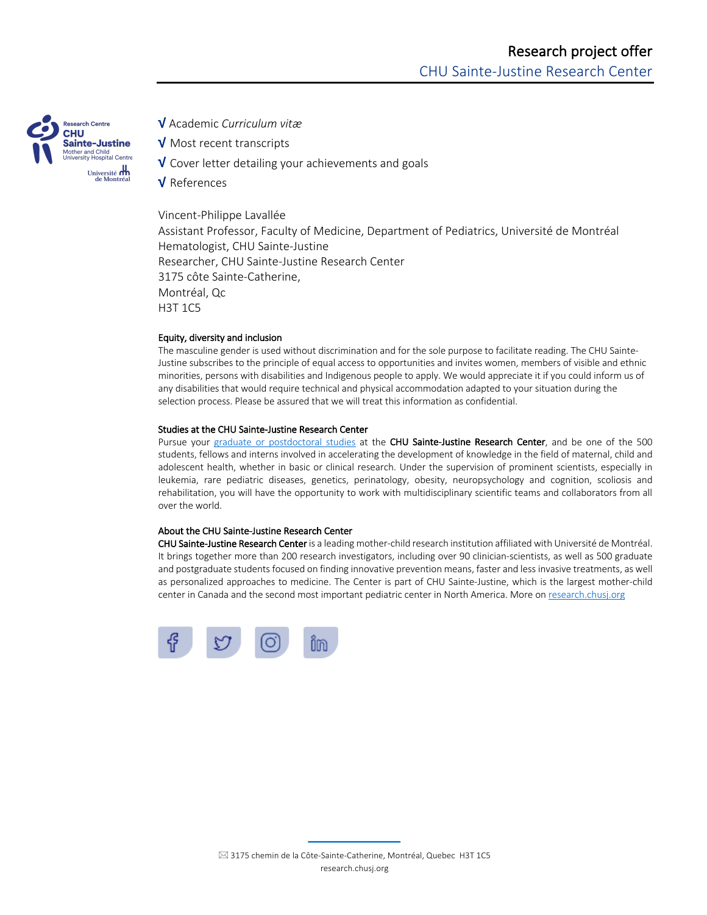√ Academic *Curriculum vitæ*

√ Most recent transcripts

√ Cover letter detailing your achievements and goals

√ References

Vincent-Philippe Lavallée
Assistant Professor, Faculty of Medicine, Department of Pediatrics, Université de Montréal
Hematologist, CHU Sainte-Justine
Researcher, CHU Sainte-Justine Research Center
3175 côte Sainte-Catherine,
Montréal, Qc
H3T 1C5

**Equity, diversity and inclusion**

The masculine gender is used without discrimination and for the sole purpose to facilitate reading. The CHU Sainte-Justine subscribes to the principle of equal access to opportunities and invites women, members of visible and ethnic minorities, persons with disabilities and Indigenous people to apply. We would appreciate it if you could inform us of any disabilities that would require technical and physical accommodation adapted to your situation during the selection process. Please be assured that we will treat this information as confidential.

**Studies at the CHU Sainte-Justine Research Center**

Pursue your graduate or postdoctoral studies at the **CHU Sainte-Justine Research Center**, and be one of the 500 students, fellows and interns involved in accelerating the development of knowledge in the field of maternal, child and adolescent health, whether in basic or clinical research. Under the supervision of prominent scientists, especially in leukemia, rare pediatric diseases, genetics, perinatology, obesity, neuropsychology and cognition, scoliosis and rehabilitation, you will have the opportunity to work with multidisciplinary scientific teams and collaborators from all over the world.

**About the CHU Sainte-Justine Research Center**

**CHU Sainte-Justine Research Center** is a leading mother-child research institution affiliated with Université de Montréal. It brings together more than 200 research investigators, including over 90 clinician-scientists, as well as 500 graduate and postgraduate students focused on finding innovative prevention means, faster and less invasive treatments, as well as personalized approaches to medicine. The Center is part of CHU Sainte-Justine, which is the largest mother-child center in Canada and the second most important pediatric center in North America. More on research.chusj.org

3175 chemin de la Côte-Sainte-Catherine, Montréal, Quebec H3T 1C5
research.chusj.org